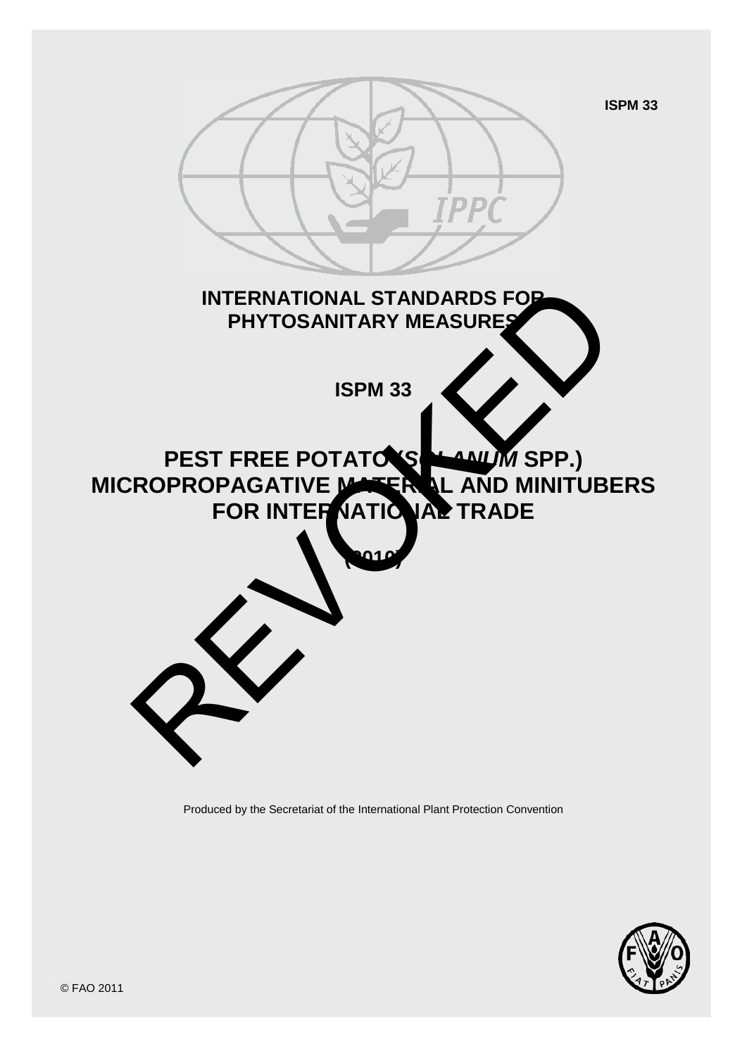ISPM 33

# INTERNATIONAL STANDARDS FOR PHYTOSANITARY MEASURES

## ISPM 33

# PEST FREE POTATO (*SOLANUM* SPP.) MICROPROPAGATIVE MATERIAL AND MINITUBERS FOR INTERNATIONAL TRADE

(2010)

REVOKED

Produced by the Secretariat of the International Plant Protection Convention

© FAO 2011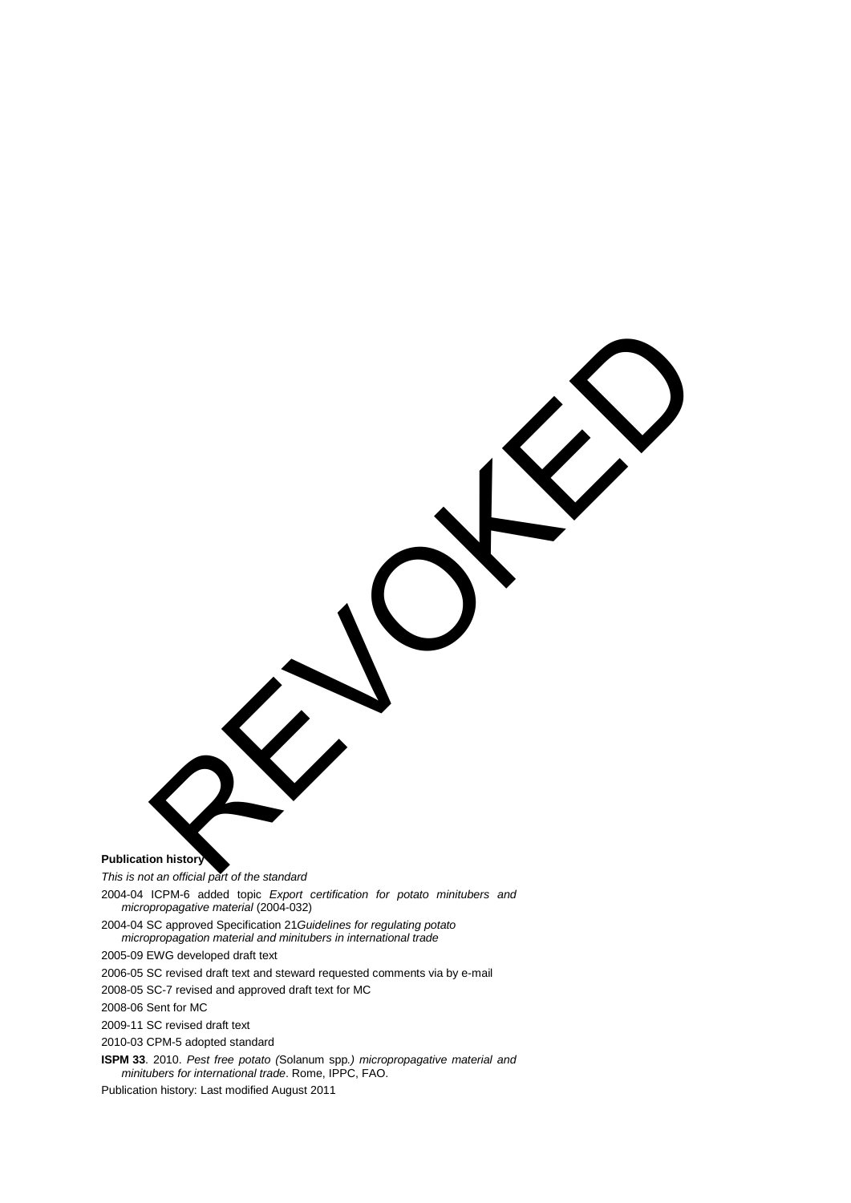REVOKED

**Publication history**

*This is not an official part of the standard*

2004-04 ICPM-6 added topic *Export certification for potato minitubers and micropropagative material* (2004-032)

2004-04 SC approved Specification 21*Guidelines for regulating potato micropropagation material and minitubers in international trade*

2005-09 EWG developed draft text

2006-05 SC revised draft text and steward requested comments via by e-mail

2008-05 SC-7 revised and approved draft text for MC

2008-06 Sent for MC

2009-11 SC revised draft text

2010-03 CPM-5 adopted standard

**ISPM 33**. 2010. *Pest free potato (*Solanum spp.*) micropropagative material and minitubers for international trade*. Rome, IPPC, FAO.

Publication history: Last modified August 2011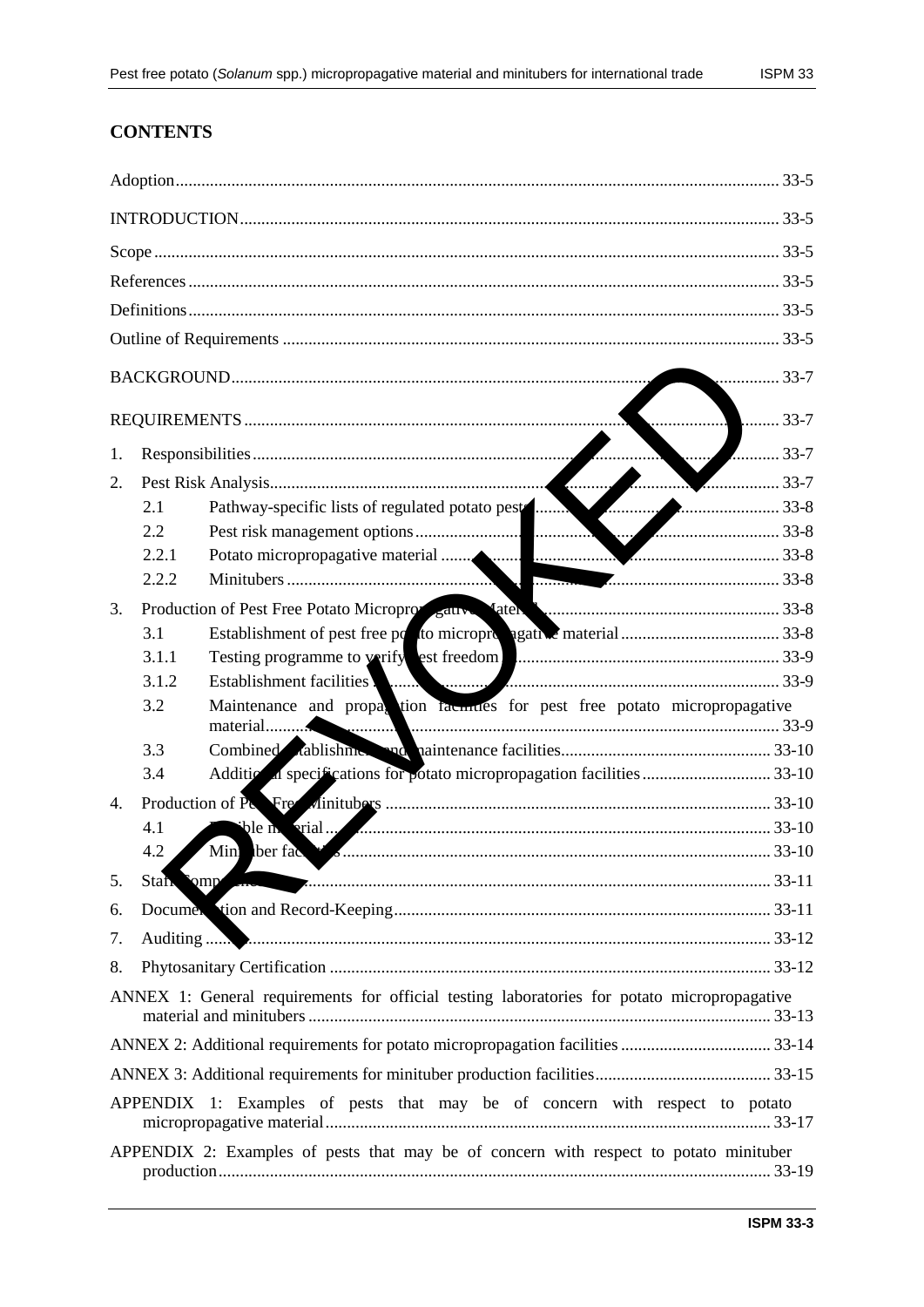# CONTENTS

Adoption.......... 33-5

INTRODUCTION.......... 33-5

Scope.......... 33-5

References.......... 33-5

Definitions.......... 33-5

Outline of Requirements.......... 33-5

BACKGROUND.......... 33-7

REQUIREMENTS.......... 33-7

1. Responsibilities.......... 33-7
2. Pest Risk Analysis.......... 33-7
   - 2.1 Pathway-specific lists of regulated potato pests.......... 33-8
   - 2.2 Pest risk management options.......... 33-8
   - 2.2.1 Potato micropropagative material.......... 33-8
   - 2.2.2 Minitubers.......... 33-8
3. Production of Pest Free Potato Micropropagative Material.......... 33-8
   - 3.1 Establishment of pest free potato micropropagative material.......... 33-8
   - 3.1.1 Testing programme to verify pest freedom.......... 33-9
   - 3.1.2 Establishment facilities.......... 33-9
   - 3.2 Maintenance and propagation facilities for pest free potato micropropagative material.......... 33-9
   - 3.3 Combined establishment and maintenance facilities.......... 33-10
   - 3.4 Additional specifications for potato micropropagation facilities.......... 33-10
4. Production of Pest Free Minitubers.......... 33-10
   - 4.1 Eligible material.......... 33-10
   - 4.2 Minituber facilities.......... 33-10
5. Staff Competence.......... 33-11
6. Documentation and Record-Keeping.......... 33-11
7. Auditing.......... 33-12
8. Phytosanitary Certification.......... 33-12

ANNEX 1: General requirements for official testing laboratories for potato micropropagative material and minitubers.......... 33-13

ANNEX 2: Additional requirements for potato micropropagation facilities.......... 33-14

ANNEX 3: Additional requirements for minituber production facilities.......... 33-15

APPENDIX 1: Examples of pests that may be of concern with respect to potato micropropagative material.......... 33-17

APPENDIX 2: Examples of pests that may be of concern with respect to potato minituber production.......... 33-19

REVOKED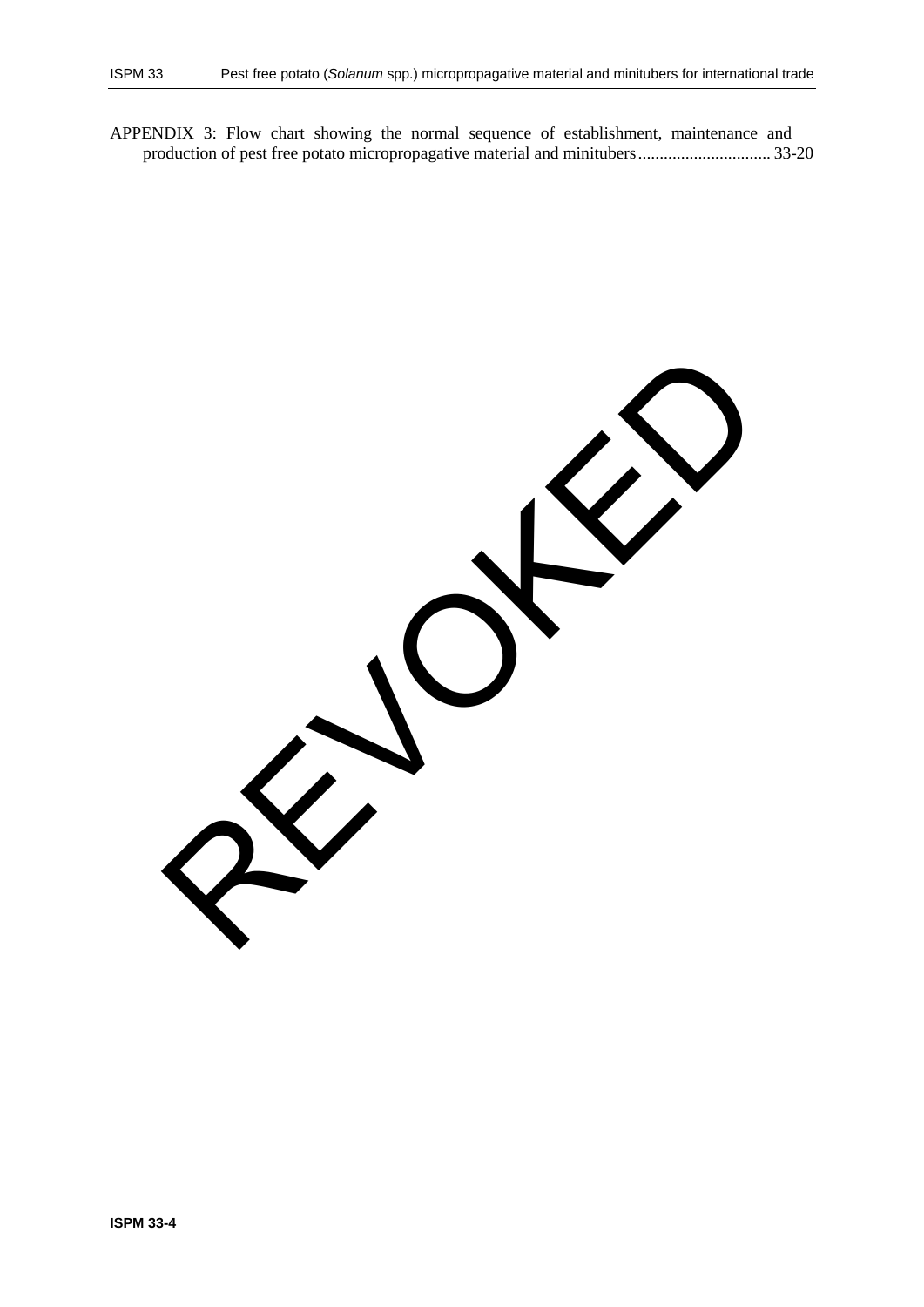APPENDIX 3: Flow chart showing the normal sequence of establishment, maintenance and production of pest free potato micropropagative material and minitubers............................... 33-20

REVOKED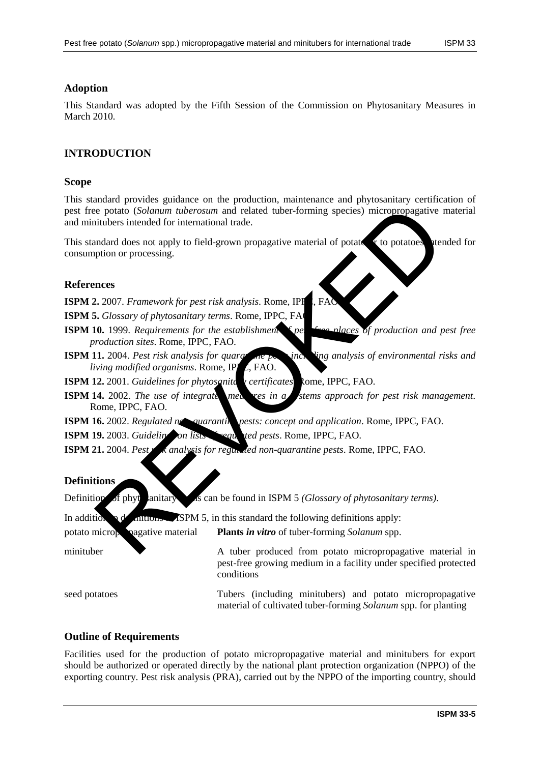## Adoption

This Standard was adopted by the Fifth Session of the Commission on Phytosanitary Measures in March 2010.

## INTRODUCTION

### Scope

This standard provides guidance on the production, maintenance and phytosanitary certification of pest free potato (*Solanum tuberosum* and related tuber-forming species) micropropagative material and minitubers intended for international trade.

This standard does not apply to field-grown propagative material of potato or to potatoes intended for consumption or processing.

### References

**ISPM 2.** 2007. *Framework for pest risk analysis*. Rome, IPPC, FAO.

**ISPM 5.** *Glossary of phytosanitary terms*. Rome, IPPC, FAO.

**ISPM 10.** 1999. *Requirements for the establishment of pest free places of production and pest free production sites*. Rome, IPPC, FAO.

**ISPM 11.** 2004. *Pest risk analysis for quarantine pests including analysis of environmental risks and living modified organisms*. Rome, IPPC, FAO.

**ISPM 12.** 2001. *Guidelines for phytosanitary certificates*. Rome, IPPC, FAO.

**ISPM 14.** 2002. *The use of integrated measures in a systems approach for pest risk management*. Rome, IPPC, FAO.

**ISPM 16.** 2002. *Regulated non-quarantine pests: concept and application*. Rome, IPPC, FAO.

**ISPM 19.** 2003. *Guidelines on lists of regulated pests*. Rome, IPPC, FAO.

**ISPM 21.** 2004. *Pest risk analysis for regulated non-quarantine pests*. Rome, IPPC, FAO.

### Definitions

Definitions of phytosanitary terms can be found in ISPM 5 *(Glossary of phytosanitary terms)*.

In addition to definitions of ISPM 5, in this standard the following definitions apply:

| | |
|---|---|
| potato micropropagative material | **Plants *in vitro*** of tuber-forming *Solanum* spp. |
| minituber | A tuber produced from potato micropropagative material in pest-free growing medium in a facility under specified protected conditions |
| seed potatoes | Tubers (including minitubers) and potato micropropagative material of cultivated tuber-forming *Solanum* spp. for planting |

### Outline of Requirements

Facilities used for the production of potato micropropagative material and minitubers for export should be authorized or operated directly by the national plant protection organization (NPPO) of the exporting country. Pest risk analysis (PRA), carried out by the NPPO of the importing country, should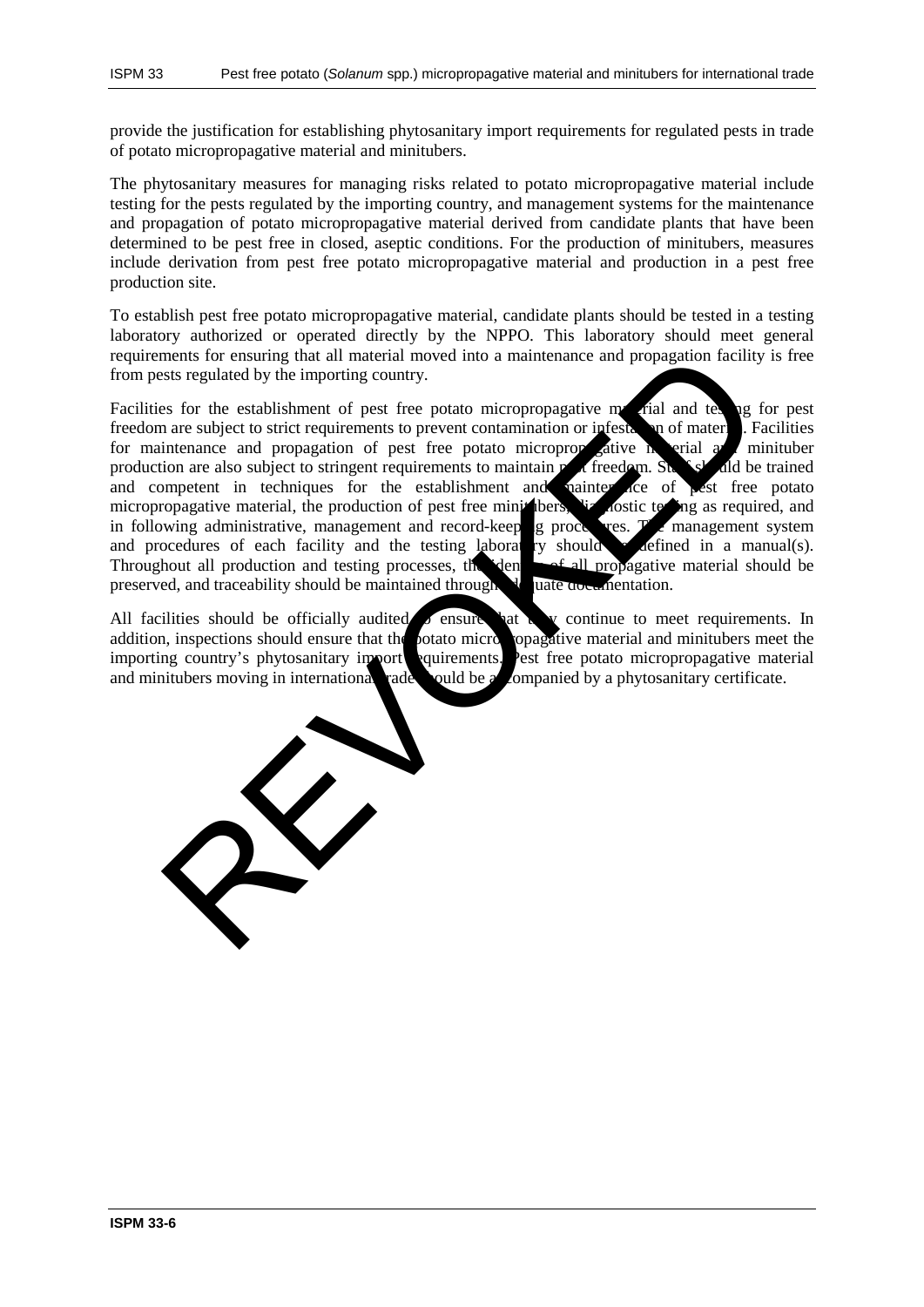provide the justification for establishing phytosanitary import requirements for regulated pests in trade of potato micropropagative material and minitubers.

The phytosanitary measures for managing risks related to potato micropropagative material include testing for the pests regulated by the importing country, and management systems for the maintenance and propagation of potato micropropagative material derived from candidate plants that have been determined to be pest free in closed, aseptic conditions. For the production of minitubers, measures include derivation from pest free potato micropropagative material and production in a pest free production site.

To establish pest free potato micropropagative material, candidate plants should be tested in a testing laboratory authorized or operated directly by the NPPO. This laboratory should meet general requirements for ensuring that all material moved into a maintenance and propagation facility is free from pests regulated by the importing country.

Facilities for the establishment of pest free potato micropropagative material and testing for pest freedom are subject to strict requirements to prevent contamination or infestation of material. Facilities for maintenance and propagation of pest free potato micropropagative material and minituber production are also subject to stringent requirements to maintain pest freedom. Staff should be trained and competent in techniques for the establishment and maintenance of pest free potato micropropagative material, the production of pest free minitubers, diagnostic testing as required, and in following administrative, management and record-keeping procedures. The management system and procedures of each facility and the testing laboratory should be defined in a manual(s). Throughout all production and testing processes, the identity of all propagative material should be preserved, and traceability should be maintained through adequate documentation.

All facilities should be officially audited to ensure that they continue to meet requirements. In addition, inspections should ensure that the potato micropropagative material and minitubers meet the importing country's phytosanitary import requirements. Pest free potato micropropagative material and minitubers moving in international trade should be accompanied by a phytosanitary certificate.

REVOKED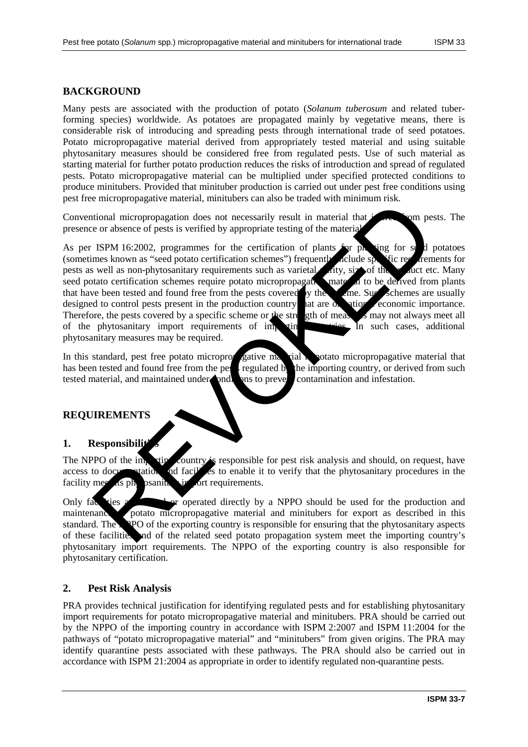## BACKGROUND

Many pests are associated with the production of potato (*Solanum tuberosum* and related tuber-forming species) worldwide. As potatoes are propagated mainly by vegetative means, there is considerable risk of introducing and spreading pests through international trade of seed potatoes. Potato micropropagative material derived from appropriately tested material and using suitable phytosanitary measures should be considered free from regulated pests. Use of such material as starting material for further potato production reduces the risks of introduction and spread of regulated pests. Potato micropropagative material can be multiplied under specified protected conditions to produce minitubers. Provided that minituber production is carried out under pest free conditions using pest free micropropagative material, minitubers can also be traded with minimum risk.

Conventional micropropagation does not necessarily result in material that is free from pests. The presence or absence of pests is verified by appropriate testing of the material.

As per ISPM 16:2002, programmes for the certification of plants for planting for seed potatoes (sometimes known as "seed potato certification schemes") frequently include specific requirements for pests as well as non-phytosanitary requirements such as varietal purity, size of the product etc. Many seed potato certification schemes require potato micropropagative material to be derived from plants that have been tested and found free from the pests covered by the scheme. Such schemes are usually designed to control pests present in the production country that are of national economic importance. Therefore, the pests covered by a specific scheme or the strength of measures may not always meet all of the phytosanitary import requirements of importing countries. In such cases, additional phytosanitary measures may be required.

In this standard, pest free potato micropropagative material is potato micropropagative material that has been tested and found free from the pests regulated by the importing country, or derived from such tested material, and maintained under conditions to prevent contamination and infestation.

## REQUIREMENTS

### 1. Responsibilities

The NPPO of the importing country is responsible for pest risk analysis and should, on request, have access to documentation and facilities to enable it to verify that the phytosanitary procedures in the facility meet its phytosanitary import requirements.

Only facilities approved or operated directly by a NPPO should be used for the production and maintenance of potato micropropagative material and minitubers for export as described in this standard. The NPPO of the exporting country is responsible for ensuring that the phytosanitary aspects of these facilities and of the related seed potato propagation system meet the importing country's phytosanitary import requirements. The NPPO of the exporting country is also responsible for phytosanitary certification.

### 2. Pest Risk Analysis

PRA provides technical justification for identifying regulated pests and for establishing phytosanitary import requirements for potato micropropagative material and minitubers. PRA should be carried out by the NPPO of the importing country in accordance with ISPM 2:2007 and ISPM 11:2004 for the pathways of "potato micropropagative material" and "minitubers" from given origins. The PRA may identify quarantine pests associated with these pathways. The PRA should also be carried out in accordance with ISPM 21:2004 as appropriate in order to identify regulated non-quarantine pests.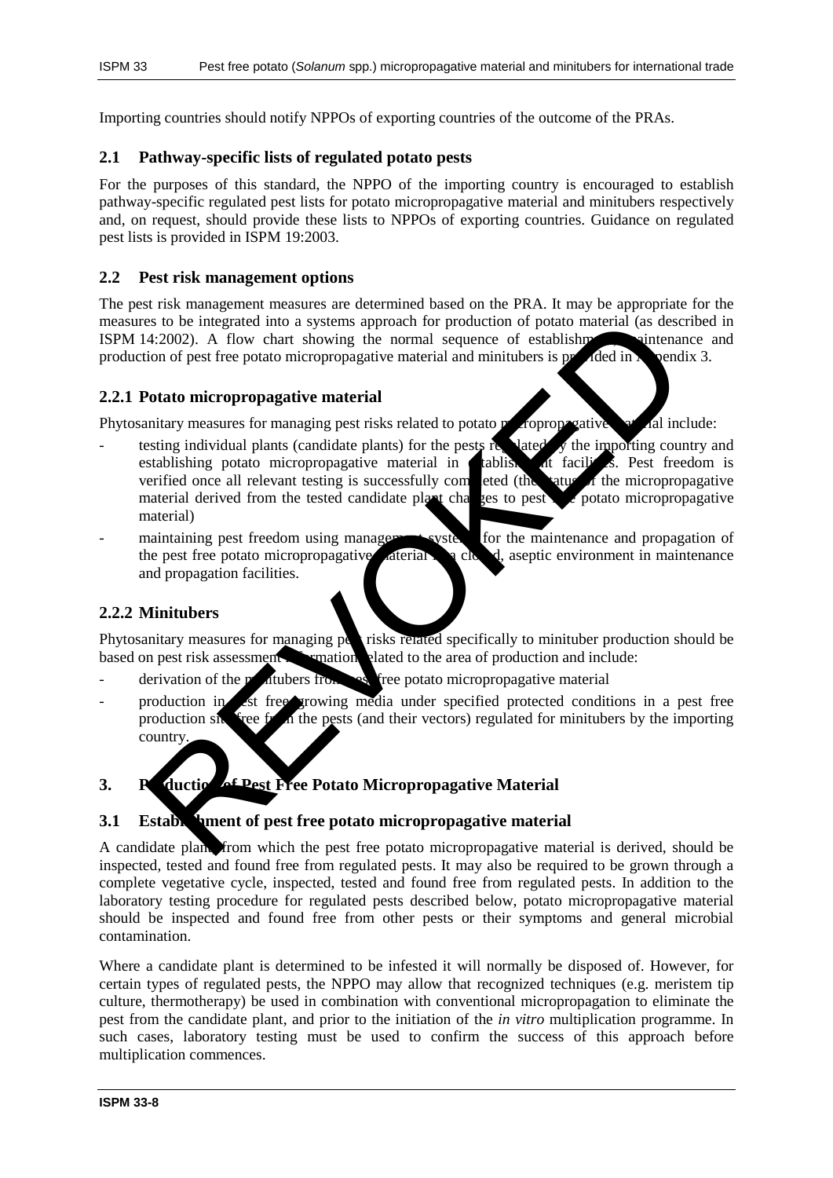Importing countries should notify NPPOs of exporting countries of the outcome of the PRAs.

### 2.1 Pathway-specific lists of regulated potato pests

For the purposes of this standard, the NPPO of the importing country is encouraged to establish pathway-specific regulated pest lists for potato micropropagative material and minitubers respectively and, on request, should provide these lists to NPPOs of exporting countries. Guidance on regulated pest lists is provided in ISPM 19:2003.

### 2.2 Pest risk management options

The pest risk management measures are determined based on the PRA. It may be appropriate for the measures to be integrated into a systems approach for production of potato material (as described in ISPM 14:2002). A flow chart showing the normal sequence of establishment, maintenance and production of pest free potato micropropagative material and minitubers is provided in Appendix 3.

#### 2.2.1 Potato micropropagative material

Phytosanitary measures for managing pest risks related to potato micropropagative material include:

- testing individual plants (candidate plants) for the pests regulated by the importing country and establishing potato micropropagative material in establishment facilities. Pest freedom is verified once all relevant testing is successfully completed (the status of the micropropagative material derived from the tested candidate plant changes to pest free potato micropropagative material)
- maintaining pest freedom using management systems for the maintenance and propagation of the pest free potato micropropagative material in a closed, aseptic environment in maintenance and propagation facilities.

#### 2.2.2 Minitubers

Phytosanitary measures for managing pest risks related specifically to minituber production should be based on pest risk assessment information related to the area of production and include:

- derivation of the minitubers from pest free potato micropropagative material
- production in pest free growing media under specified protected conditions in a pest free production site free from the pests (and their vectors) regulated for minitubers by the importing country.

## 3. Production of Pest Free Potato Micropropagative Material

### 3.1 Establishment of pest free potato micropropagative material

A candidate plant from which the pest free potato micropropagative material is derived, should be inspected, tested and found free from regulated pests. It may also be required to be grown through a complete vegetative cycle, inspected, tested and found free from regulated pests. In addition to the laboratory testing procedure for regulated pests described below, potato micropropagative material should be inspected and found free from other pests or their symptoms and general microbial contamination.

Where a candidate plant is determined to be infested it will normally be disposed of. However, for certain types of regulated pests, the NPPO may allow that recognized techniques (e.g. meristem tip culture, thermotherapy) be used in combination with conventional micropropagation to eliminate the pest from the candidate plant, and prior to the initiation of the *in vitro* multiplication programme. In such cases, laboratory testing must be used to confirm the success of this approach before multiplication commences.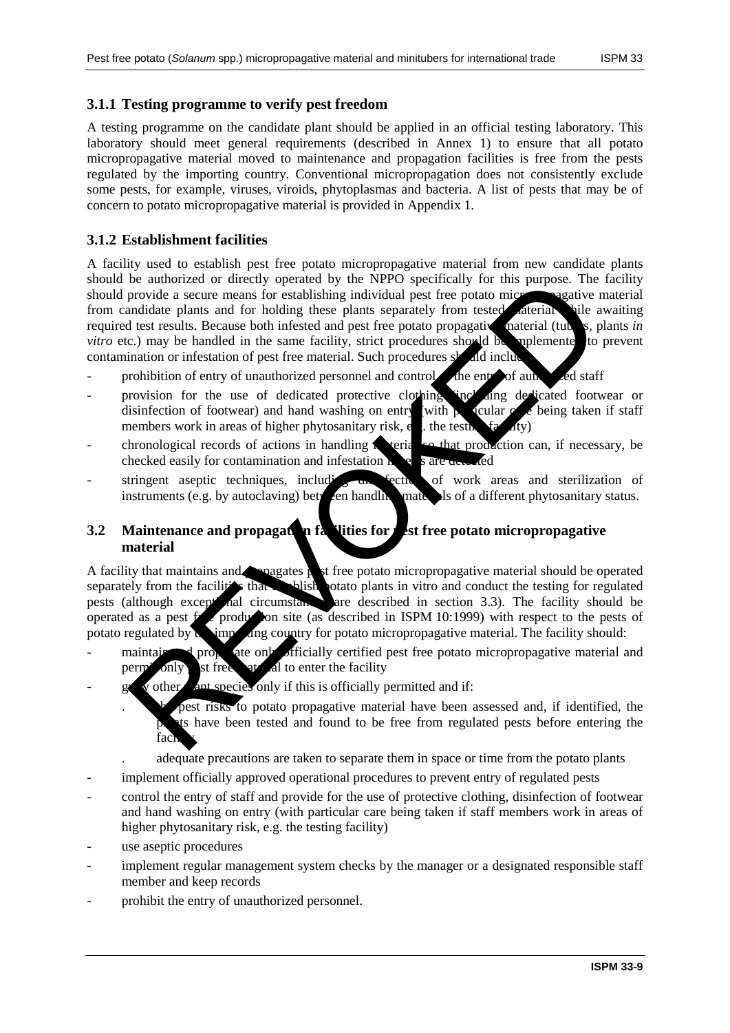### 3.1.1 Testing programme to verify pest freedom

A testing programme on the candidate plant should be applied in an official testing laboratory. This laboratory should meet general requirements (described in Annex 1) to ensure that all potato micropropagative material moved to maintenance and propagation facilities is free from the pests regulated by the importing country. Conventional micropropagation does not consistently exclude some pests, for example, viruses, viroids, phytoplasmas and bacteria. A list of pests that may be of concern to potato micropropagative material is provided in Appendix 1.

### 3.1.2 Establishment facilities

A facility used to establish pest free potato micropropagative material from new candidate plants should be authorized or directly operated by the NPPO specifically for this purpose. The facility should provide a secure means for establishing individual pest free potato micropropagative material from candidate plants and for holding these plants separately from tested material while awaiting required test results. Because both infested and pest free potato propagative material (tubers, plants *in vitro* etc.) may be handled in the same facility, strict procedures should be implemented to prevent contamination or infestation of pest free material. Such procedures should include:

- prohibition of entry of unauthorized personnel and control of the entry of authorized staff
- provision for the use of dedicated protective clothing (including dedicated footwear or disinfection of footwear) and hand washing on entry (with particular care being taken if staff members work in areas of higher phytosanitary risk, e.g. the testing facility)
- chronological records of actions in handling material so that production can, if necessary, be checked easily for contamination and infestation if pests are detected
- stringent aseptic techniques, including disinfection of work areas and sterilization of instruments (e.g. by autoclaving) between handling materials of a different phytosanitary status.

## 3.2 Maintenance and propagation facilities for pest free potato micropropagative material

A facility that maintains and propagates pest free potato micropropagative material should be operated separately from the facilities that establish potato plants in vitro and conduct the testing for regulated pests (although exceptional circumstances are described in section 3.3). The facility should be operated as a pest free production site (as described in ISPM 10:1999) with respect to the pests of potato regulated by the importing country for potato micropropagative material. The facility should:

- maintain and propagate only officially certified pest free potato micropropagative material and permit only pest free material to enter the facility
- grow other plant species only if this is officially permitted and if:
  - . the pest risks to potato propagative material have been assessed and, if identified, the plants have been tested and found to be free from regulated pests before entering the facility
  - . adequate precautions are taken to separate them in space or time from the potato plants
- implement officially approved operational procedures to prevent entry of regulated pests
- control the entry of staff and provide for the use of protective clothing, disinfection of footwear and hand washing on entry (with particular care being taken if staff members work in areas of higher phytosanitary risk, e.g. the testing facility)
- use aseptic procedures
- implement regular management system checks by the manager or a designated responsible staff member and keep records
- prohibit the entry of unauthorized personnel.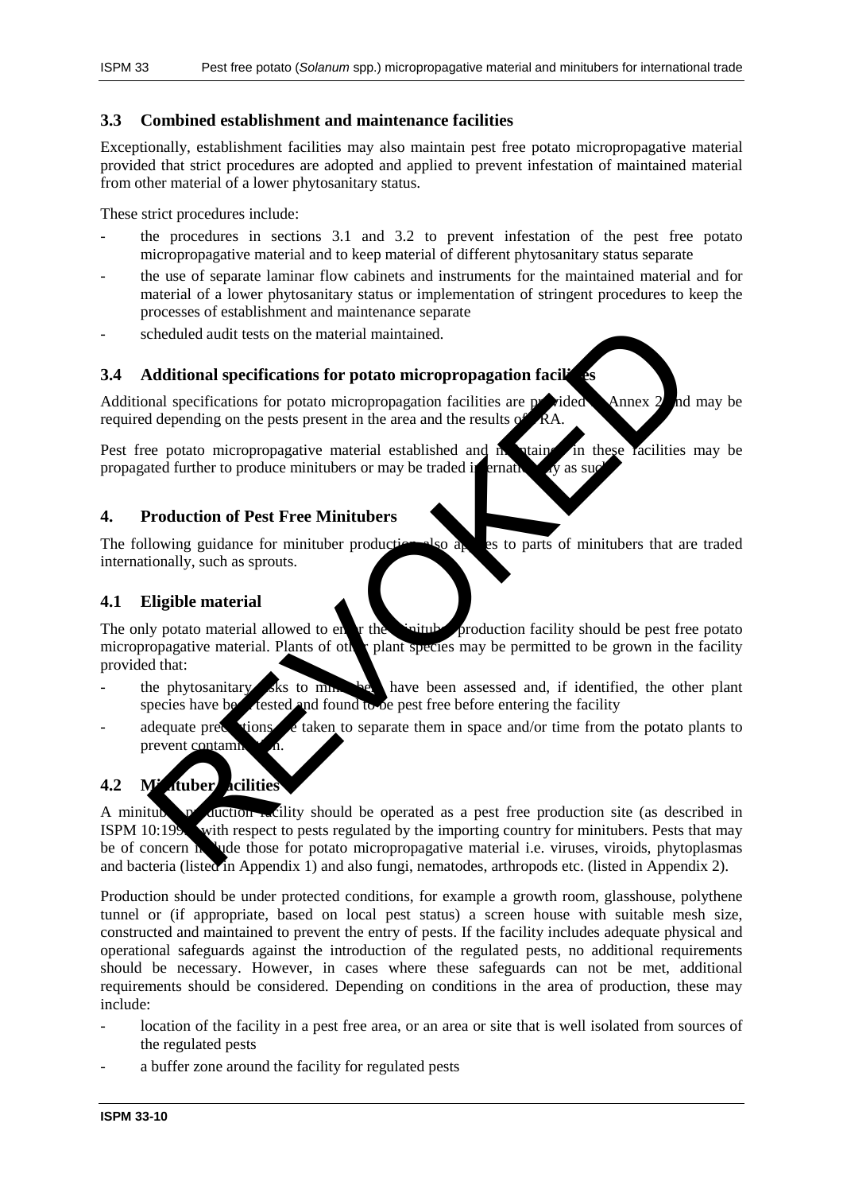### 3.3 Combined establishment and maintenance facilities

Exceptionally, establishment facilities may also maintain pest free potato micropropagative material provided that strict procedures are adopted and applied to prevent infestation of maintained material from other material of a lower phytosanitary status.

These strict procedures include:

- the procedures in sections 3.1 and 3.2 to prevent infestation of the pest free potato micropropagative material and to keep material of different phytosanitary status separate
- the use of separate laminar flow cabinets and instruments for the maintained material and for material of a lower phytosanitary status or implementation of stringent procedures to keep the processes of establishment and maintenance separate
- scheduled audit tests on the material maintained.

### 3.4 Additional specifications for potato micropropagation facilities

Additional specifications for potato micropropagation facilities are provided in Annex 2 and may be required depending on the pests present in the area and the results of PRA.

Pest free potato micropropagative material established and maintained in these facilities may be propagated further to produce minitubers or may be traded internationally as such.

## 4. Production of Pest Free Minitubers

The following guidance for minituber production also applies to parts of minitubers that are traded internationally, such as sprouts.

### 4.1 Eligible material

The only potato material allowed to enter the minituber production facility should be pest free potato micropropagative material. Plants of other plant species may be permitted to be grown in the facility provided that:

- the phytosanitary risks to minitubers have been assessed and, if identified, the other plant species have been tested and found to be pest free before entering the facility
- adequate precautions are taken to separate them in space and/or time from the potato plants to prevent contamination.

### 4.2 Minituber facilities

A minituber production facility should be operated as a pest free production site (as described in ISPM 10:1999) with respect to pests regulated by the importing country for minitubers. Pests that may be of concern include those for potato micropropagative material i.e. viruses, viroids, phytoplasmas and bacteria (listed in Appendix 1) and also fungi, nematodes, arthropods etc. (listed in Appendix 2).

Production should be under protected conditions, for example a growth room, glasshouse, polythene tunnel or (if appropriate, based on local pest status) a screen house with suitable mesh size, constructed and maintained to prevent the entry of pests. If the facility includes adequate physical and operational safeguards against the introduction of the regulated pests, no additional requirements should be necessary. However, in cases where these safeguards can not be met, additional requirements should be considered. Depending on conditions in the area of production, these may include:

- location of the facility in a pest free area, or an area or site that is well isolated from sources of the regulated pests
- a buffer zone around the facility for regulated pests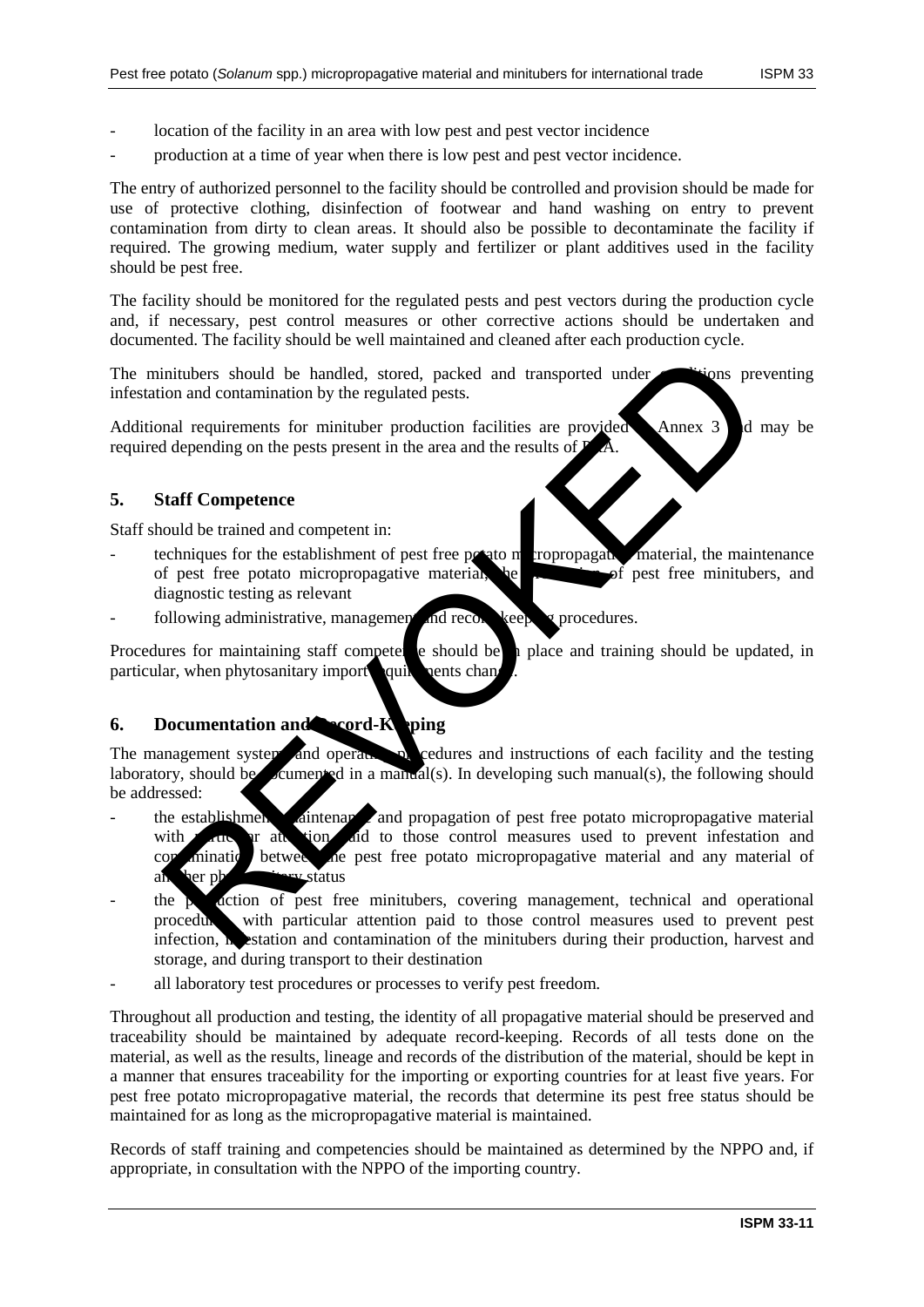- location of the facility in an area with low pest and pest vector incidence
- production at a time of year when there is low pest and pest vector incidence.

The entry of authorized personnel to the facility should be controlled and provision should be made for use of protective clothing, disinfection of footwear and hand washing on entry to prevent contamination from dirty to clean areas. It should also be possible to decontaminate the facility if required. The growing medium, water supply and fertilizer or plant additives used in the facility should be pest free.

The facility should be monitored for the regulated pests and pest vectors during the production cycle and, if necessary, pest control measures or other corrective actions should be undertaken and documented. The facility should be well maintained and cleaned after each production cycle.

The minitubers should be handled, stored, packed and transported under conditions preventing infestation and contamination by the regulated pests.

Additional requirements for minituber production facilities are provided in Annex 3 and may be required depending on the pests present in the area and the results of PRA.

## 5. Staff Competence

Staff should be trained and competent in:

- techniques for the establishment of pest free potato micropropagative material, the maintenance of pest free potato micropropagative material, the production of pest free minitubers, and diagnostic testing as relevant
- following administrative, management and record-keeping procedures.

Procedures for maintaining staff competence should be in place and training should be updated, in particular, when phytosanitary import requirements change.

## 6. Documentation and Record-Keeping

The management system and operational procedures and instructions of each facility and the testing laboratory, should be documented in a manual(s). In developing such manual(s), the following should be addressed:

- the establishment, maintenance and propagation of pest free potato micropropagative material with particular attention paid to those control measures used to prevent infestation and contamination between the pest free potato micropropagative material and any material of another phytosanitary status
- the production of pest free minitubers, covering management, technical and operational procedures, with particular attention paid to those control measures used to prevent pest infection, infestation and contamination of the minitubers during their production, harvest and storage, and during transport to their destination
- all laboratory test procedures or processes to verify pest freedom.

Throughout all production and testing, the identity of all propagative material should be preserved and traceability should be maintained by adequate record-keeping. Records of all tests done on the material, as well as the results, lineage and records of the distribution of the material, should be kept in a manner that ensures traceability for the importing or exporting countries for at least five years. For pest free potato micropropagative material, the records that determine its pest free status should be maintained for as long as the micropropagative material is maintained.

Records of staff training and competencies should be maintained as determined by the NPPO and, if appropriate, in consultation with the NPPO of the importing country.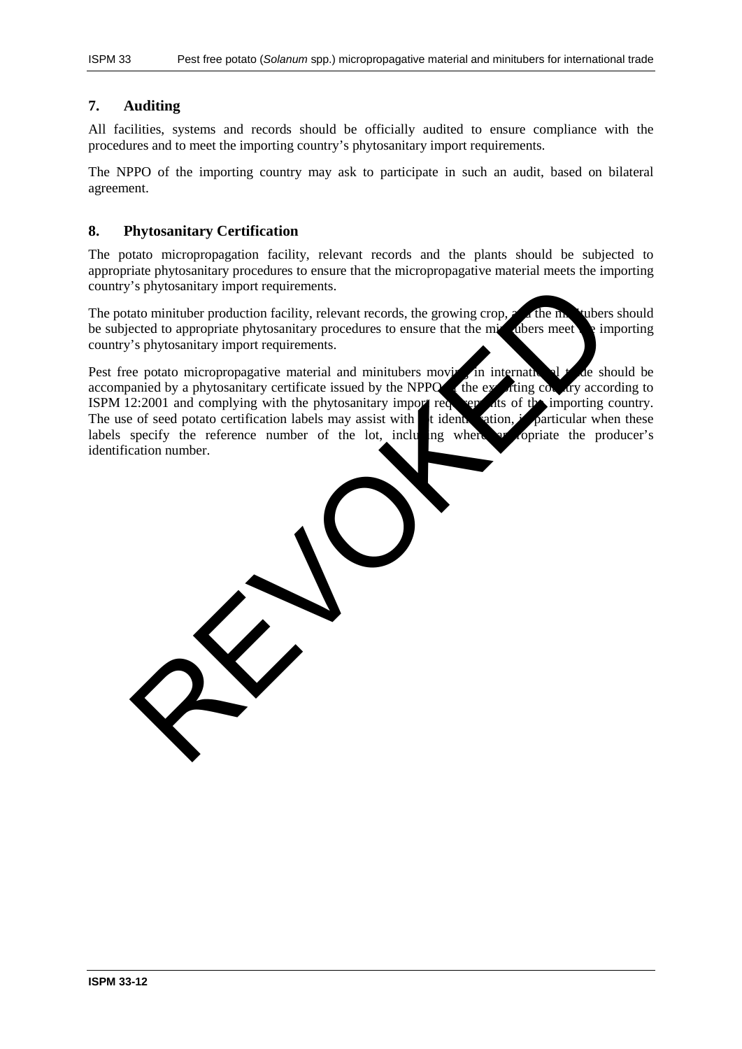## 7. Auditing

All facilities, systems and records should be officially audited to ensure compliance with the procedures and to meet the importing country's phytosanitary import requirements.

The NPPO of the importing country may ask to participate in such an audit, based on bilateral agreement.

## 8. Phytosanitary Certification

The potato micropropagation facility, relevant records and the plants should be subjected to appropriate phytosanitary procedures to ensure that the micropropagative material meets the importing country's phytosanitary import requirements.

The potato minituber production facility, relevant records, the growing crop, and the minitubers should be subjected to appropriate phytosanitary procedures to ensure that the minitubers meet the importing country's phytosanitary import requirements.

Pest free potato micropropagative material and minitubers moving in international trade should be accompanied by a phytosanitary certificate issued by the NPPO of the exporting country according to ISPM 12:2001 and complying with the phytosanitary import requirements of the importing country. The use of seed potato certification labels may assist with lot identification, in particular when these labels specify the reference number of the lot, including where appropriate the producer's identification number.

REVOKED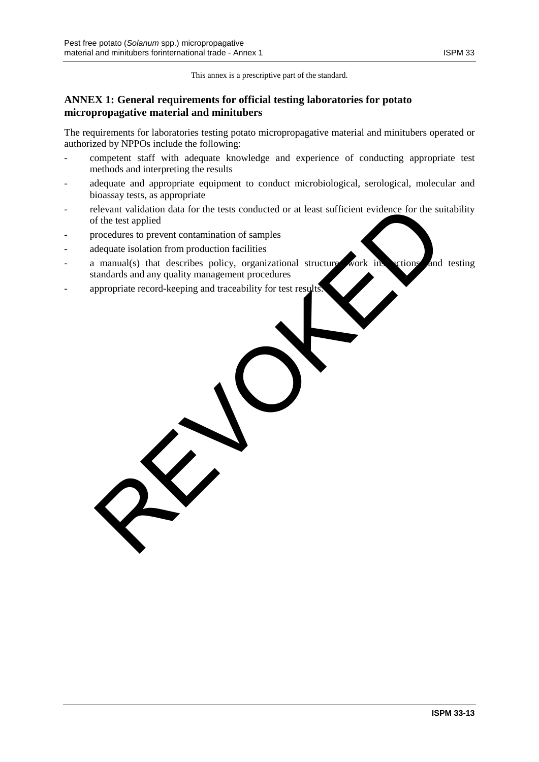This annex is a prescriptive part of the standard.

## ANNEX 1: General requirements for official testing laboratories for potato micropropagative material and minitubers

The requirements for laboratories testing potato micropropagative material and minitubers operated or authorized by NPPOs include the following:

- competent staff with adequate knowledge and experience of conducting appropriate test methods and interpreting the results
- adequate and appropriate equipment to conduct microbiological, serological, molecular and bioassay tests, as appropriate
- relevant validation data for the tests conducted or at least sufficient evidence for the suitability of the test applied
- procedures to prevent contamination of samples
- adequate isolation from production facilities
- a manual(s) that describes policy, organizational structure, work instructions and testing standards and any quality management procedures
- appropriate record-keeping and traceability for test results.

REVOKED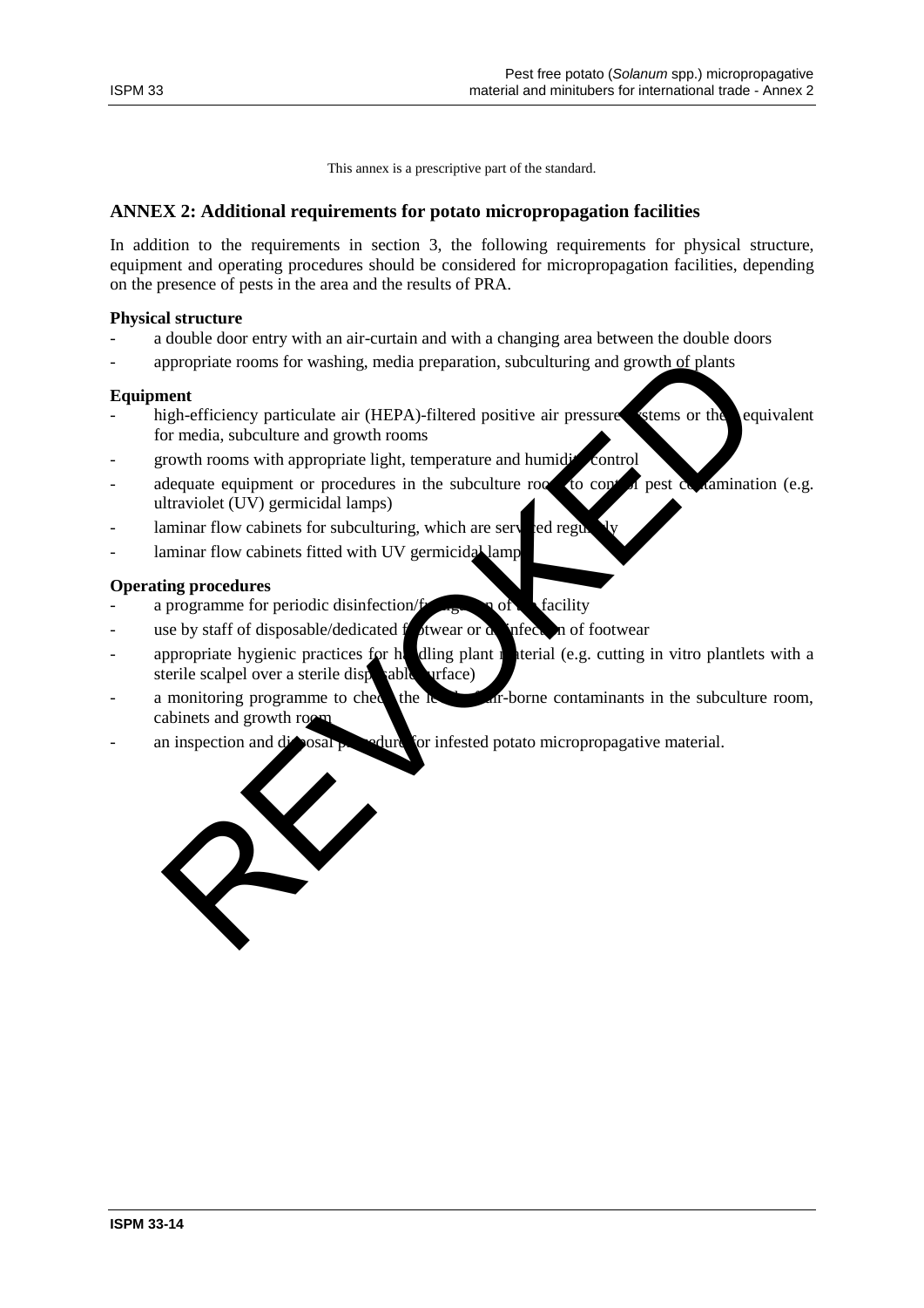This annex is a prescriptive part of the standard.

## ANNEX 2: Additional requirements for potato micropropagation facilities

In addition to the requirements in section 3, the following requirements for physical structure, equipment and operating procedures should be considered for micropropagation facilities, depending on the presence of pests in the area and the results of PRA.

**Physical structure**

- a double door entry with an air-curtain and with a changing area between the double doors
- appropriate rooms for washing, media preparation, subculturing and growth of plants

**Equipment**

- high-efficiency particulate air (HEPA)-filtered positive air pressure systems or their equivalent for media, subculture and growth rooms
- growth rooms with appropriate light, temperature and humidity control
- adequate equipment or procedures in the subculture room to control pest contamination (e.g. ultraviolet (UV) germicidal lamps)
- laminar flow cabinets for subculturing, which are serviced regularly
- laminar flow cabinets fitted with UV germicidal lamps

**Operating procedures**

- a programme for periodic disinfection/fumigation of the facility
- use by staff of disposable/dedicated footwear or disinfection of footwear
- appropriate hygienic practices for handling plant material (e.g. cutting in vitro plantlets with a sterile scalpel over a sterile disposable surface)
- a monitoring programme to check the levels of air-borne contaminants in the subculture room, cabinets and growth room
- an inspection and disposal procedure for infested potato micropropagative material.

REVOKED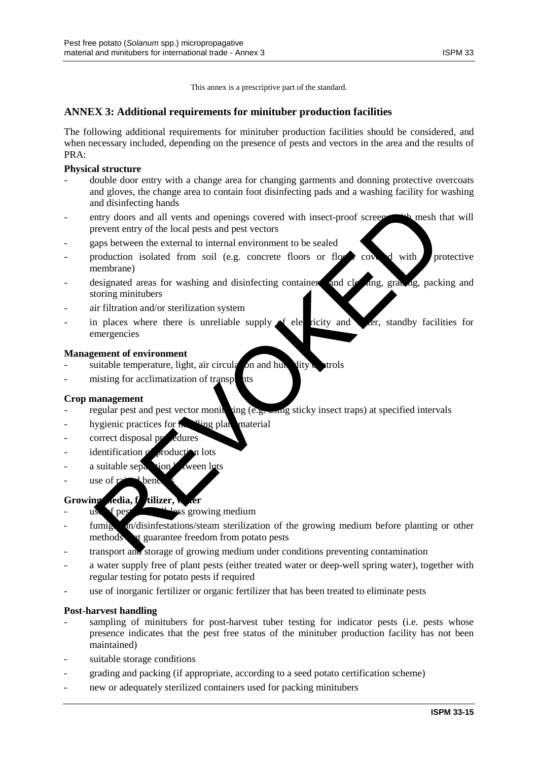This annex is a prescriptive part of the standard.

## ANNEX 3: Additional requirements for minituber production facilities

The following additional requirements for minituber production facilities should be considered, and when necessary included, depending on the presence of pests and vectors in the area and the results of PRA:

**Physical structure**

- double door entry with a change area for changing garments and donning protective overcoats and gloves, the change area to contain foot disinfecting pads and a washing facility for washing and disinfecting hands
- entry doors and all vents and openings covered with insect-proof screens with mesh that will prevent entry of the local pests and pest vectors
- gaps between the external to internal environment to be sealed
- production isolated from soil (e.g. concrete floors or floors covered with a protective membrane)
- designated areas for washing and disinfecting containers and cleaning, grading, packing and storing minitubers
- air filtration and/or sterilization system
- in places where there is unreliable supply of electricity and water, standby facilities for emergencies

**Management of environment**

- suitable temperature, light, air circulation and humidity controls
- misting for acclimatization of transplants

**Crop management**

- regular pest and pest vector monitoring (e.g. using sticky insect traps) at specified intervals
- hygienic practices for handling plant material
- correct disposal procedures
- identification of production lots
- a suitable separation between lots
- use of raised benches

**Growing media, fertilizer, water**

- use of pest free soilless growing medium
- fumigation/disinfestations/steam sterilization of the growing medium before planting or other methods that guarantee freedom from potato pests
- transport and storage of growing medium under conditions preventing contamination
- a water supply free of plant pests (either treated water or deep-well spring water), together with regular testing for potato pests if required
- use of inorganic fertilizer or organic fertilizer that has been treated to eliminate pests

**Post-harvest handling**

- sampling of minitubers for post-harvest tuber testing for indicator pests (i.e. pests whose presence indicates that the pest free status of the minituber production facility has not been maintained)
- suitable storage conditions
- grading and packing (if appropriate, according to a seed potato certification scheme)
- new or adequately sterilized containers used for packing minitubers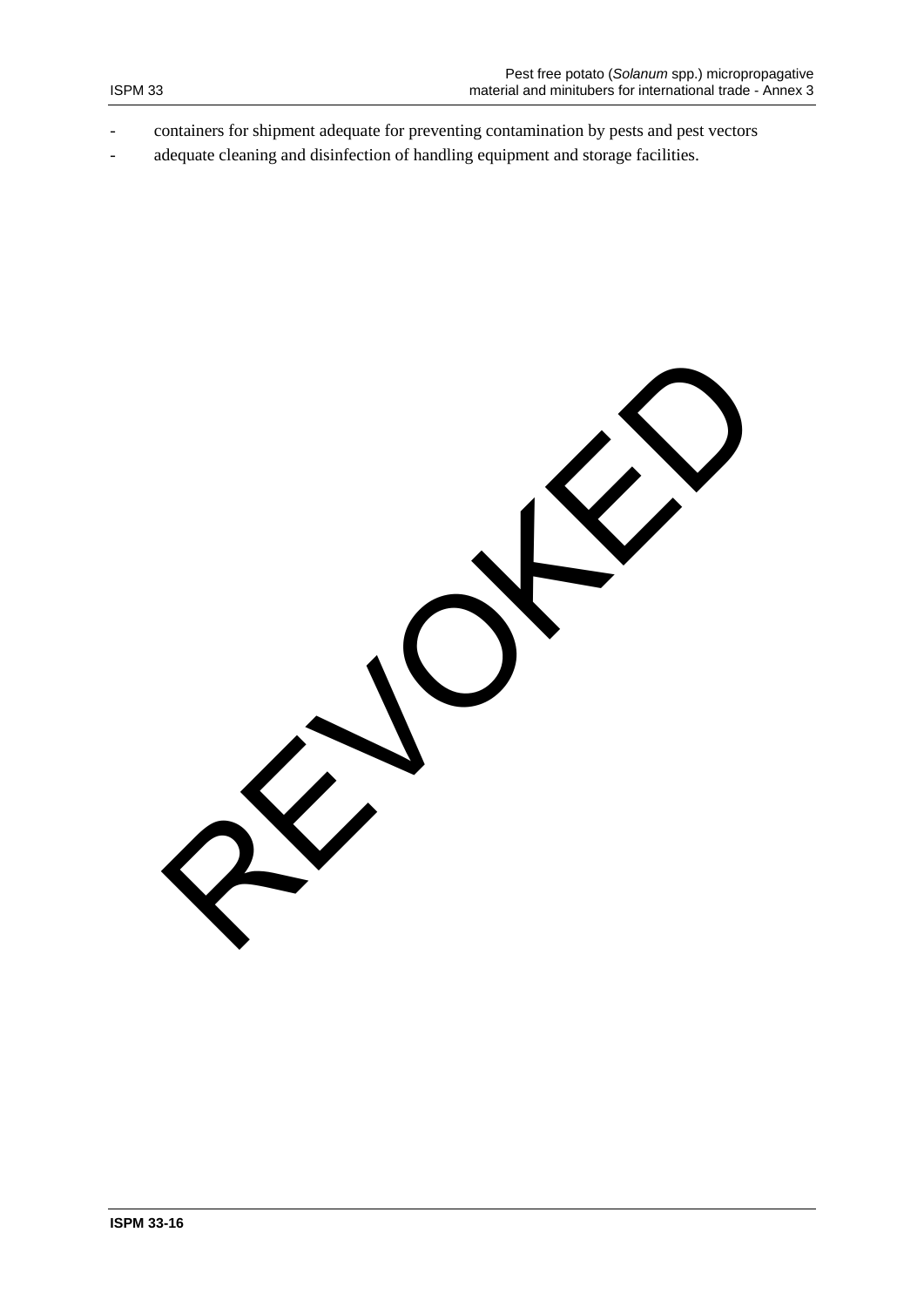- containers for shipment adequate for preventing contamination by pests and pest vectors
- adequate cleaning and disinfection of handling equipment and storage facilities.

REVOKED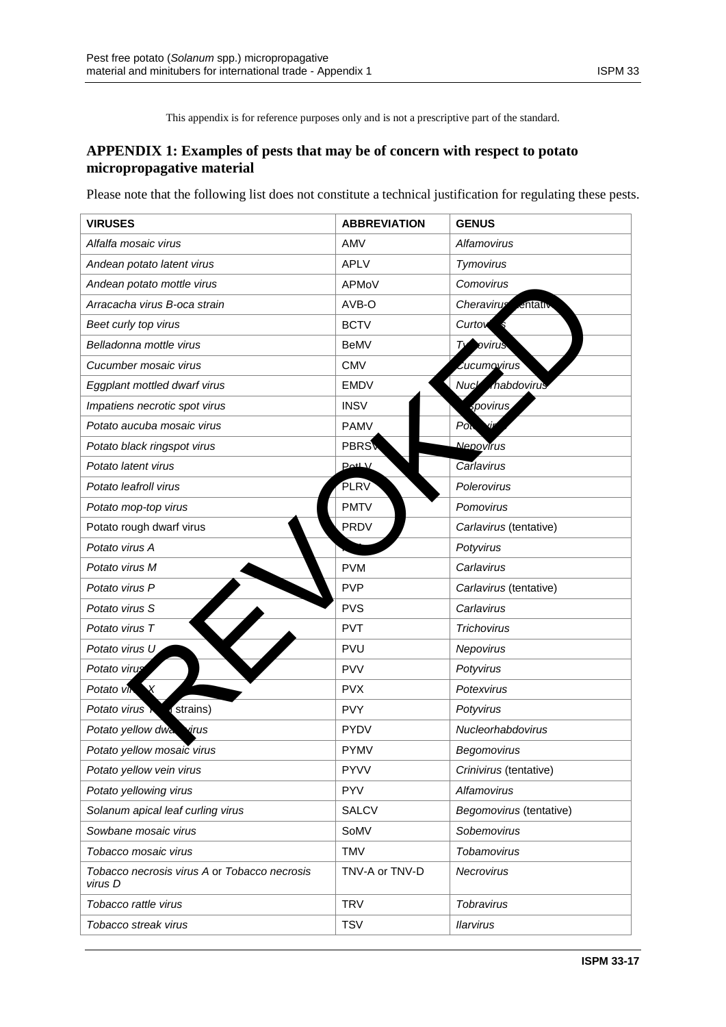This appendix is for reference purposes only and is not a prescriptive part of the standard.

## APPENDIX 1: Examples of pests that may be of concern with respect to potato micropropagative material

Please note that the following list does not constitute a technical justification for regulating these pests.

| VIRUSES | ABBREVIATION | GENUS |
|---|---|---|
| *Alfalfa mosaic virus* | AMV | *Alfamovirus* |
| *Andean potato latent virus* | APLV | *Tymovirus* |
| *Andean potato mottle virus* | APMoV | *Comovirus* |
| *Arracacha virus B-oca strain* | AVB-O | *Cheravirus* (tentative) |
| *Beet curly top virus* | BCTV | *Curtovirus* |
| *Belladonna mottle virus* | BeMV | *Tymovirus* |
| *Cucumber mosaic virus* | CMV | *Cucumovirus* |
| *Eggplant mottled dwarf virus* | EMDV | *Nucleorhabdovirus* |
| *Impatiens necrotic spot virus* | INSV | *Tospovirus* |
| *Potato aucuba mosaic virus* | PAMV | *Potexvirus* |
| *Potato black ringspot virus* | PBRSV | *Nepovirus* |
| *Potato latent virus* | PotLV | *Carlavirus* |
| *Potato leafroll virus* | PLRV | *Polerovirus* |
| *Potato mop-top virus* | PMTV | *Pomovirus* |
| Potato rough dwarf virus | PRDV | *Carlavirus* (tentative) |
| *Potato virus A* | PVA | *Potyvirus* |
| *Potato virus M* | PVM | *Carlavirus* |
| *Potato virus P* | PVP | *Carlavirus* (tentative) |
| *Potato virus S* | PVS | *Carlavirus* |
| *Potato virus T* | PVT | *Trichovirus* |
| *Potato virus U* | PVU | *Nepovirus* |
| *Potato virus V* | PVV | *Potyvirus* |
| *Potato virus X* | PVX | *Potexvirus* |
| *Potato virus Y* (all strains) | PVY | *Potyvirus* |
| *Potato yellow dwarf virus* | PYDV | *Nucleorhabdovirus* |
| *Potato yellow mosaic virus* | PYMV | *Begomovirus* |
| *Potato yellow vein virus* | PYVV | *Crinivirus* (tentative) |
| *Potato yellowing virus* | PYV | *Alfamovirus* |
| *Solanum apical leaf curling virus* | SALCV | *Begomovirus* (tentative) |
| *Sowbane mosaic virus* | SoMV | *Sobemovirus* |
| *Tobacco mosaic virus* | TMV | *Tobamovirus* |
| *Tobacco necrosis virus A* or *Tobacco necrosis virus D* | TNV-A or TNV-D | *Necrovirus* |
| *Tobacco rattle virus* | TRV | *Tobravirus* |
| *Tobacco streak virus* | TSV | *Ilarvirus* |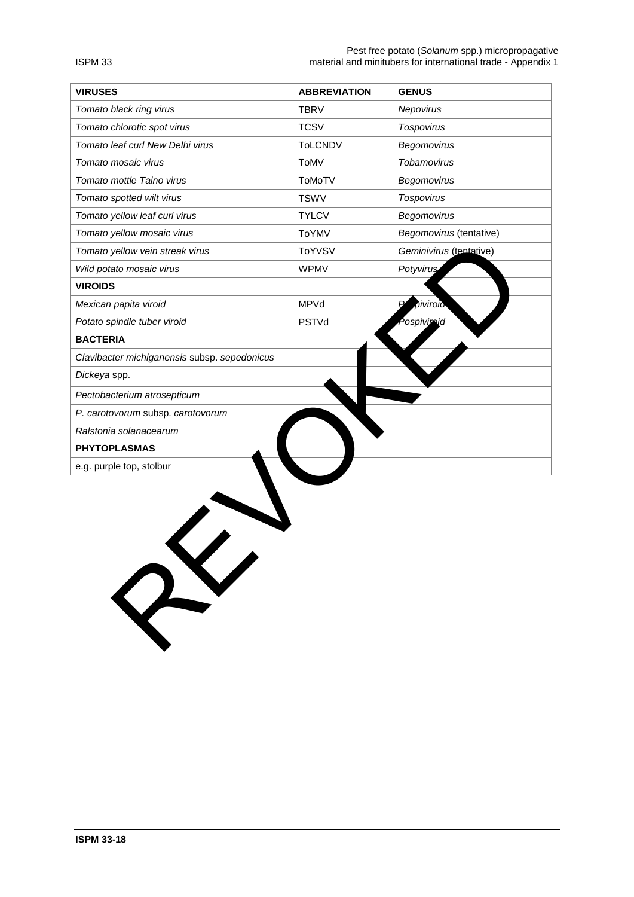| VIRUSES | ABBREVIATION | GENUS |
|---|---|---|
| *Tomato black ring virus* | TBRV | *Nepovirus* |
| *Tomato chlorotic spot virus* | TCSV | *Tospovirus* |
| *Tomato leaf curl New Delhi virus* | ToLCNDV | *Begomovirus* |
| *Tomato mosaic virus* | ToMV | *Tobamovirus* |
| *Tomato mottle Taino virus* | ToMoTV | *Begomovirus* |
| *Tomato spotted wilt virus* | TSWV | *Tospovirus* |
| *Tomato yellow leaf curl virus* | TYLCV | *Begomovirus* |
| *Tomato yellow mosaic virus* | ToYMV | *Begomovirus* (tentative) |
| *Tomato yellow vein streak virus* | ToYVSV | *Geminivirus* (tentative) |
| *Wild potato mosaic virus* | WPMV | *Potyvirus* |
| **VIROIDS** | | |
| *Mexican papita viroid* | MPVd | *Pospiviroid* |
| *Potato spindle tuber viroid* | PSTVd | *Pospiviroid* |
| **BACTERIA** | | |
| *Clavibacter michiganensis* subsp. *sepedonicus* | | |
| *Dickeya* spp. | | |
| *Pectobacterium atrosepticum* | | |
| *P. carotovorum* subsp. *carotovorum* | | |
| *Ralstonia solanacearum* | | |
| **PHYTOPLASMAS** | | |
| e.g. purple top, stolbur | | |

REVOKED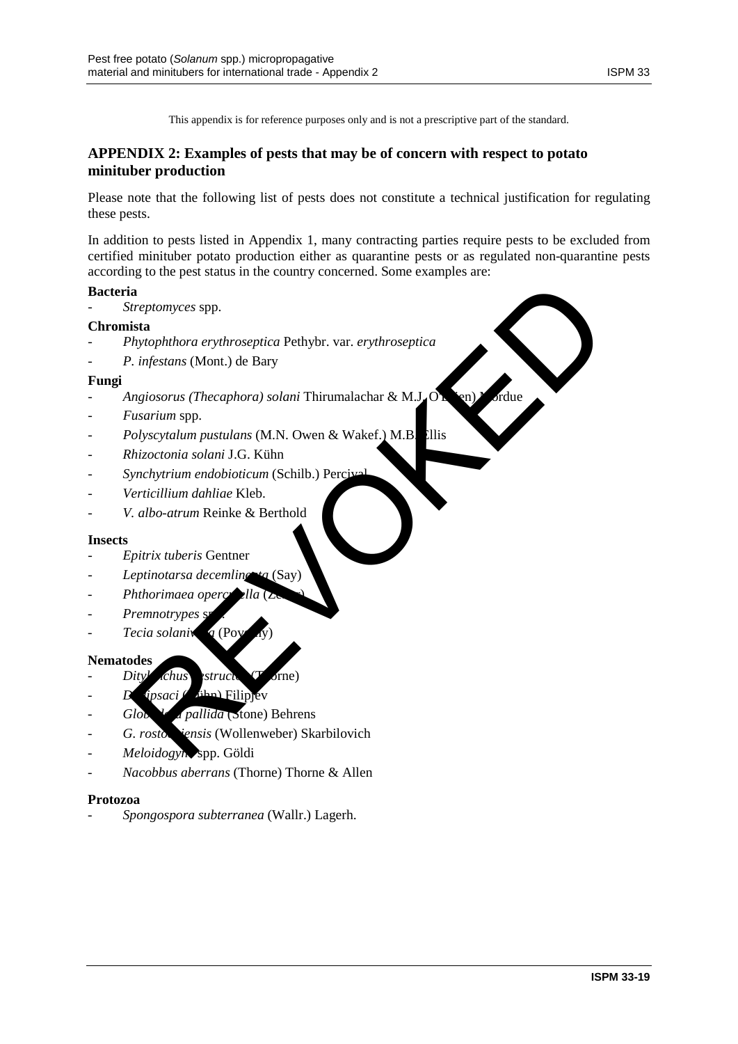This appendix is for reference purposes only and is not a prescriptive part of the standard.

## APPENDIX 2: Examples of pests that may be of concern with respect to potato minituber production

Please note that the following list of pests does not constitute a technical justification for regulating these pests.

In addition to pests listed in Appendix 1, many contracting parties require pests to be excluded from certified minituber potato production either as quarantine pests or as regulated non-quarantine pests according to the pest status in the country concerned. Some examples are:

**Bacteria**

- *Streptomyces* spp.

**Chromista**

- *Phytophthora erythroseptica* Pethybr. var. *erythroseptica*
- *P. infestans* (Mont.) de Bary

**Fungi**

- *Angiosorus (Thecaphora) solani* Thirumalachar & M.J. O'Brien) Mordue
- *Fusarium* spp.
- *Polyscytalum pustulans* (M.N. Owen & Wakef.) M.B. Ellis
- *Rhizoctonia solani* J.G. Kühn
- *Synchytrium endobioticum* (Schilb.) Percival
- *Verticillium dahliae* Kleb.
- *V. albo-atrum* Reinke & Berthold

**Insects**

- *Epitrix tuberis* Gentner
- *Leptinotarsa decemlineata* (Say)
- *Phthorimaea operculella* (Zeller)
- *Premnotrypes* spp.
- *Tecia solanivora* (Povolny)

**Nematodes**

- *Ditylenchus destructor* (Thorne)
- *D. dipsaci* (Kühn) Filipjev
- *Globodera pallida* (Stone) Behrens
- *G. rostochiensis* (Wollenweber) Skarbilovich
- *Meloidogyne* spp. Göldi
- *Nacobbus aberrans* (Thorne) Thorne & Allen

**Protozoa**

- *Spongospora subterranea* (Wallr.) Lagerh.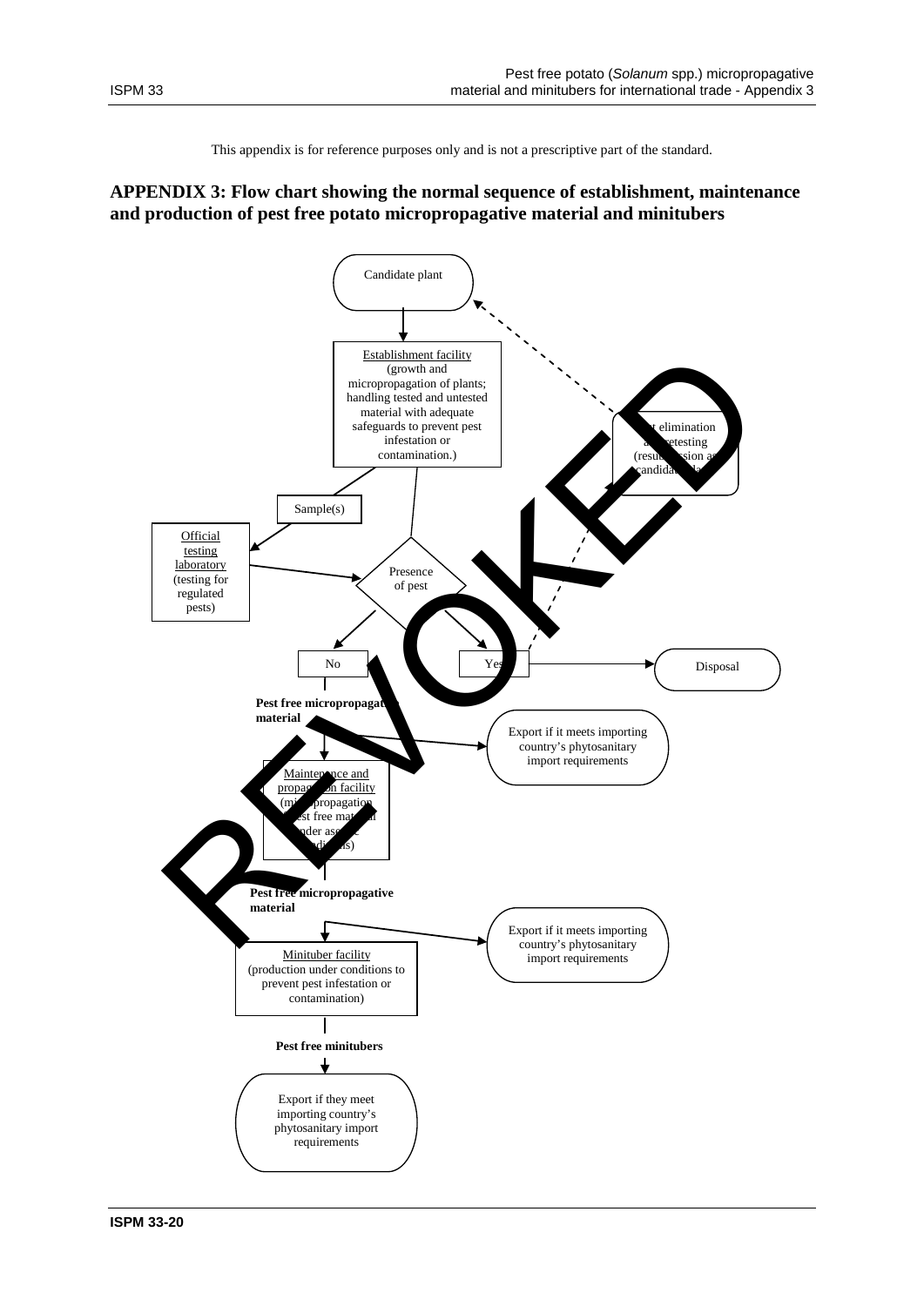This appendix is for reference purposes only and is not a prescriptive part of the standard.

## APPENDIX 3: Flow chart showing the normal sequence of establishment, maintenance and production of pest free potato micropropagative material and minitubers

Candidate plant

Establishment facility (growth and micropropagation of plants; handling tested and untested material with adequate safeguards to prevent pest infestation or contamination.)

Sample(s)

Official testing laboratory (testing for regulated pests)

Presence of pest

No

Yes

Disposal

Pest elimination and retesting (resubmission as candidate plant)

**Pest free micropropagative material**

Export if it meets importing country's phytosanitary import requirements

Maintenance and propagation facility (micropropagation of pest free material under aseptic conditions)

**Pest free micropropagative material**

Export if it meets importing country's phytosanitary import requirements

Minituber facility (production under conditions to prevent pest infestation or contamination)

**Pest free minitubers**

Export if they meet importing country's phytosanitary import requirements

REVOKED